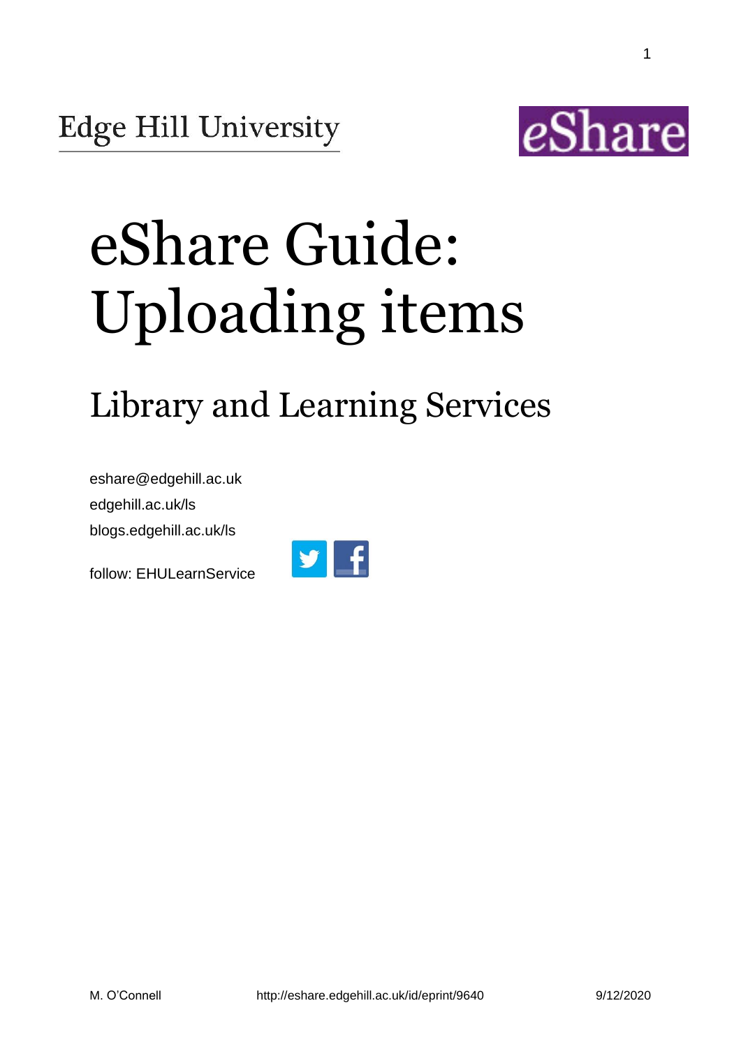Edge Hill University

eShare

# eShare Guide: Uploading items

## Library and Learning Services

eshare@edgehill.ac.uk

edgehill.ac.uk/ls

blogs.edgehill.ac.uk/ls

follow: EHULearnService

M. O'Connell http://eshare.edgehill.ac.uk/id/eprint/9640 9/12/2020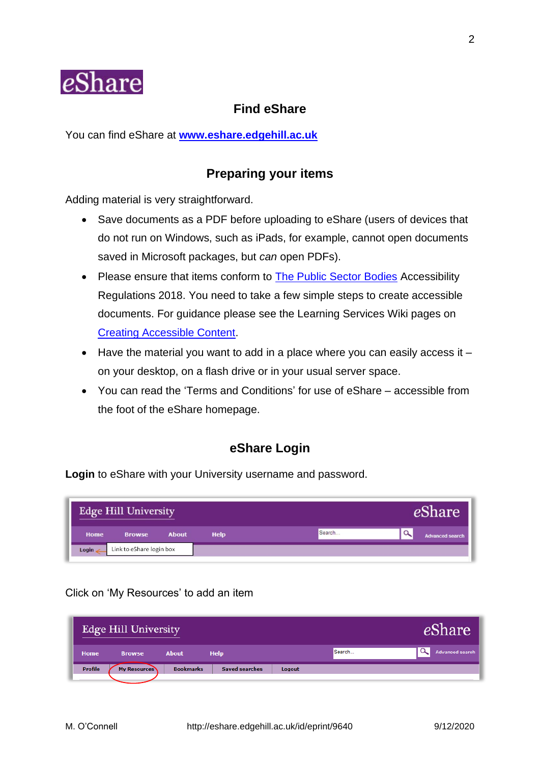eShare

## Find eShare

You can find eShare at **www.eshare.edgehill.ac.uk**

## Preparing your items

Adding material is very straightforward.

- Save documents as a PDF before uploading to eShare (users of devices that do not run on Windows, such as iPads, for example, cannot open documents saved in Microsoft packages, but *can* open PDFs).
- Please ensure that items conform to The Public Sector Bodies Accessibility Regulations 2018. You need to take a few simple steps to create accessible documents. For guidance please see the Learning Services Wiki pages on Creating Accessible Content.
- Have the material you want to add in a place where you can easily access it – on your desktop, on a flash drive or in your usual server space.
- You can read the 'Terms and Conditions' for use of eShare – accessible from the foot of the eShare homepage.

## eShare Login

**Login** to eShare with your University username and password.

Click on 'My Resources' to add an item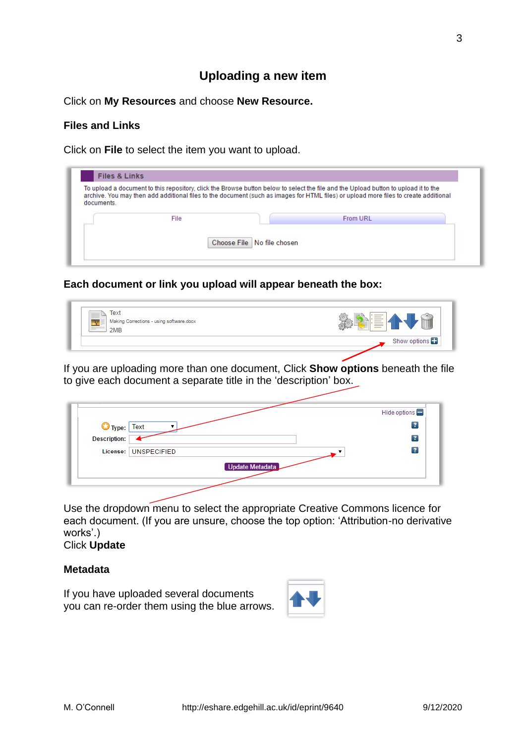# Uploading a new item

Click on **My Resources** and choose **New Resource.**

### Files and Links

Click on **File** to select the item you want to upload.

**Each document or link you upload will appear beneath the box:**

If you are uploading more than one document, Click **Show options** beneath the file to give each document a separate title in the 'description' box.

Use the dropdown menu to select the appropriate Creative Commons licence for each document. (If you are unsure, choose the top option: 'Attribution-no derivative works'.)
Click **Update**

### Metadata

If you have uploaded several documents you can re-order them using the blue arrows.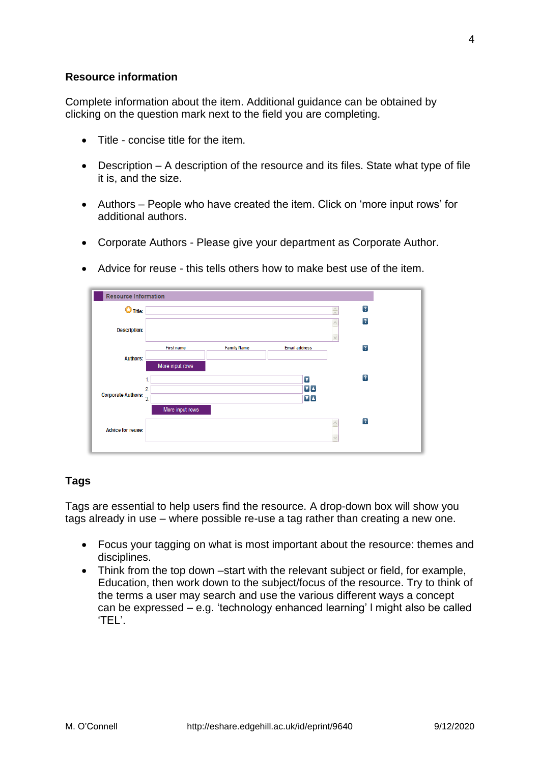## Resource information

Complete information about the item. Additional guidance can be obtained by clicking on the question mark next to the field you are completing.

- Title - concise title for the item.
- Description – A description of the resource and its files. State what type of file it is, and the size.
- Authors – People who have created the item. Click on 'more input rows' for additional authors.
- Corporate Authors - Please give your department as Corporate Author.
- Advice for reuse - this tells others how to make best use of the item.

## Tags

Tags are essential to help users find the resource. A drop-down box will show you tags already in use – where possible re-use a tag rather than creating a new one.

- Focus your tagging on what is most important about the resource: themes and disciplines.
- Think from the top down –start with the relevant subject or field, for example, Education, then work down to the subject/focus of the resource. Try to think of the terms a user may search and use the various different ways a concept can be expressed – e.g. 'technology enhanced learning' I might also be called 'TEL'.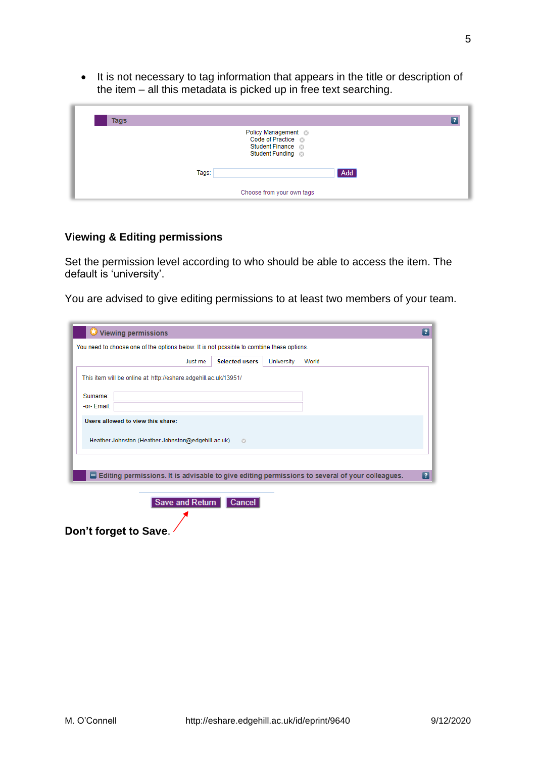- It is not necessary to tag information that appears in the title or description of the item – all this metadata is picked up in free text searching.

Tags

Policy Management
Code of Practice
Student Finance
Student Funding

Tags: Add

Choose from your own tags

### Viewing & Editing permissions

Set the permission level according to who should be able to access the item. The default is 'university'.

You are advised to give editing permissions to at least two members of your team.

Viewing permissions

You need to choose one of the options below. It is not possible to combine these options.

Just me | Selected users | University | World

This item will be online at: http://eshare.edgehill.ac.uk/13951/

Surname:
-or- Email:

**Users allowed to view this share:**

Heather Johnston (Heather.Johnston@edgehill.ac.uk)

Editing permissions. It is advisable to give editing permissions to several of your colleagues.

Save and Return | Cancel

**Don't forget to Save.**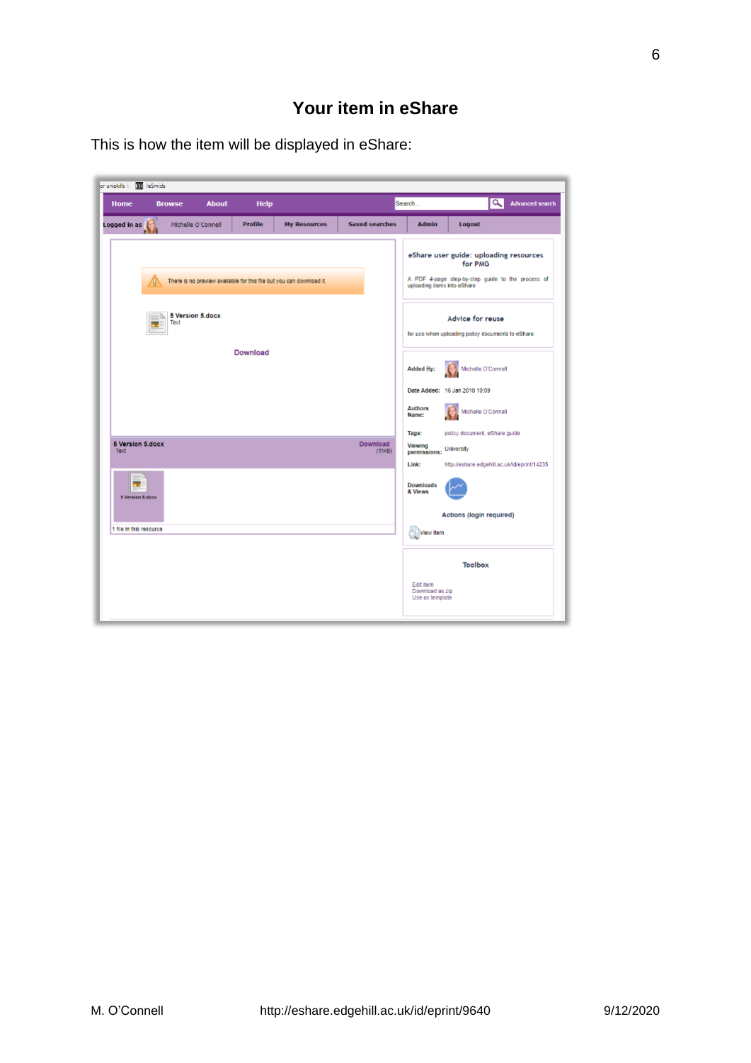# Your item in eShare

This is how the item will be displayed in eShare: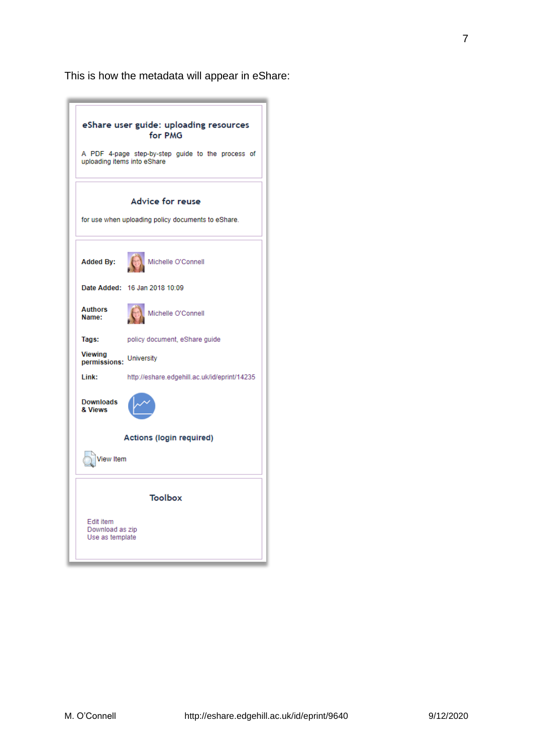This is how the metadata will appear in eShare:

**eShare user guide: uploading resources for PMG**

A PDF 4-page step-by-step guide to the process of uploading items into eShare

**Advice for reuse**

for use when uploading policy documents to eShare.

| | |
|---|---|
| **Added By:** | Michelle O'Connell |
| **Date Added:** | 16 Jan 2018 10:09 |
| **Authors Name:** | Michelle O'Connell |
| **Tags:** | policy document, eShare guide |
| **Viewing permissions:** | University |
| **Link:** | http://eshare.edgehill.ac.uk/id/eprint/14235 |
| **Downloads & Views** | |

**Actions (login required)**

View Item

**Toolbox**

Edit item
Download as zip
Use as template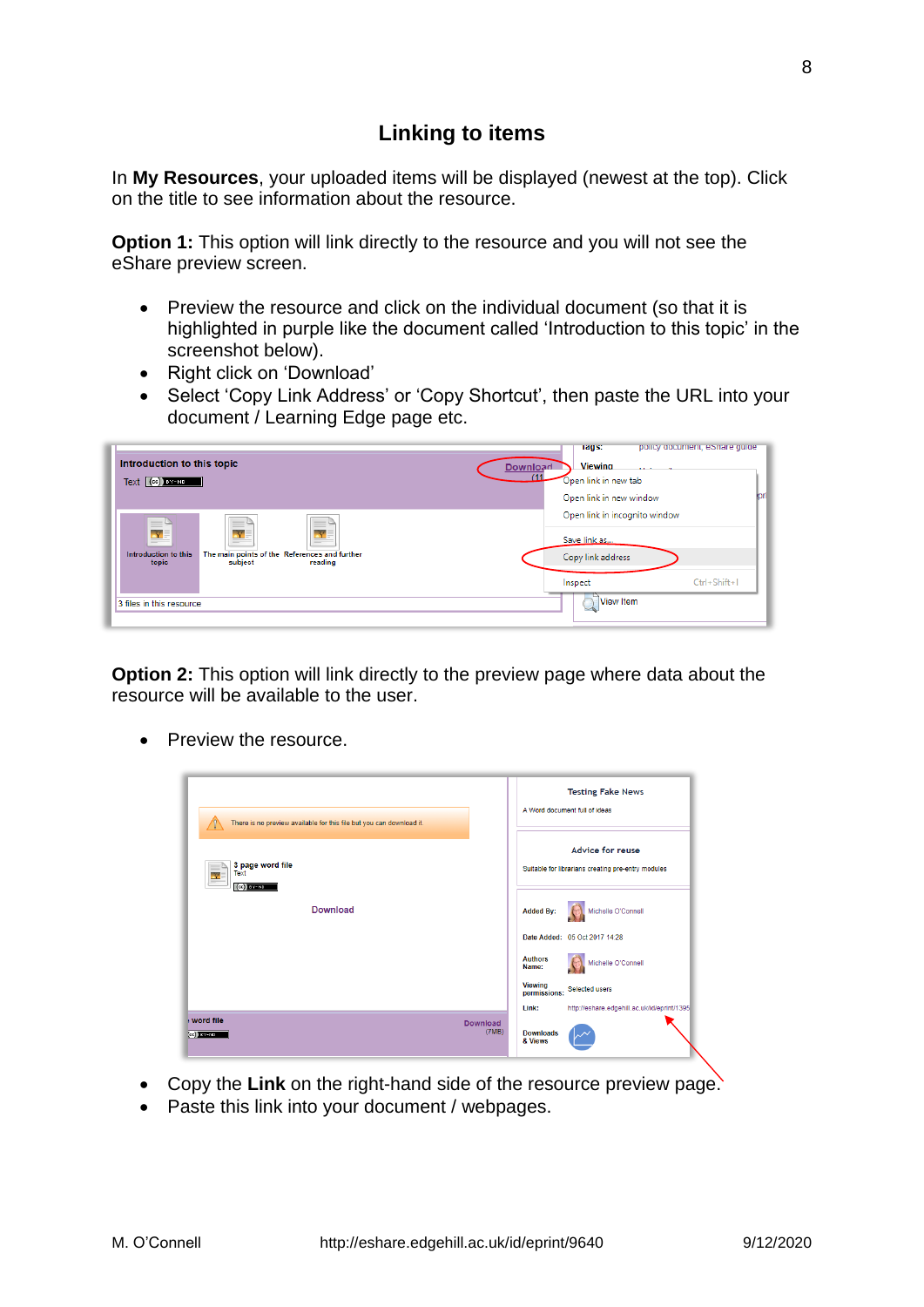## Linking to items

In **My Resources**, your uploaded items will be displayed (newest at the top). Click on the title to see information about the resource.

**Option 1:** This option will link directly to the resource and you will not see the eShare preview screen.

- Preview the resource and click on the individual document (so that it is highlighted in purple like the document called 'Introduction to this topic' in the screenshot below).
- Right click on 'Download'
- Select 'Copy Link Address' or 'Copy Shortcut', then paste the URL into your document / Learning Edge page etc.

**Option 2:** This option will link directly to the preview page where data about the resource will be available to the user.

- Preview the resource.

- Copy the **Link** on the right-hand side of the resource preview page.
- Paste this link into your document / webpages.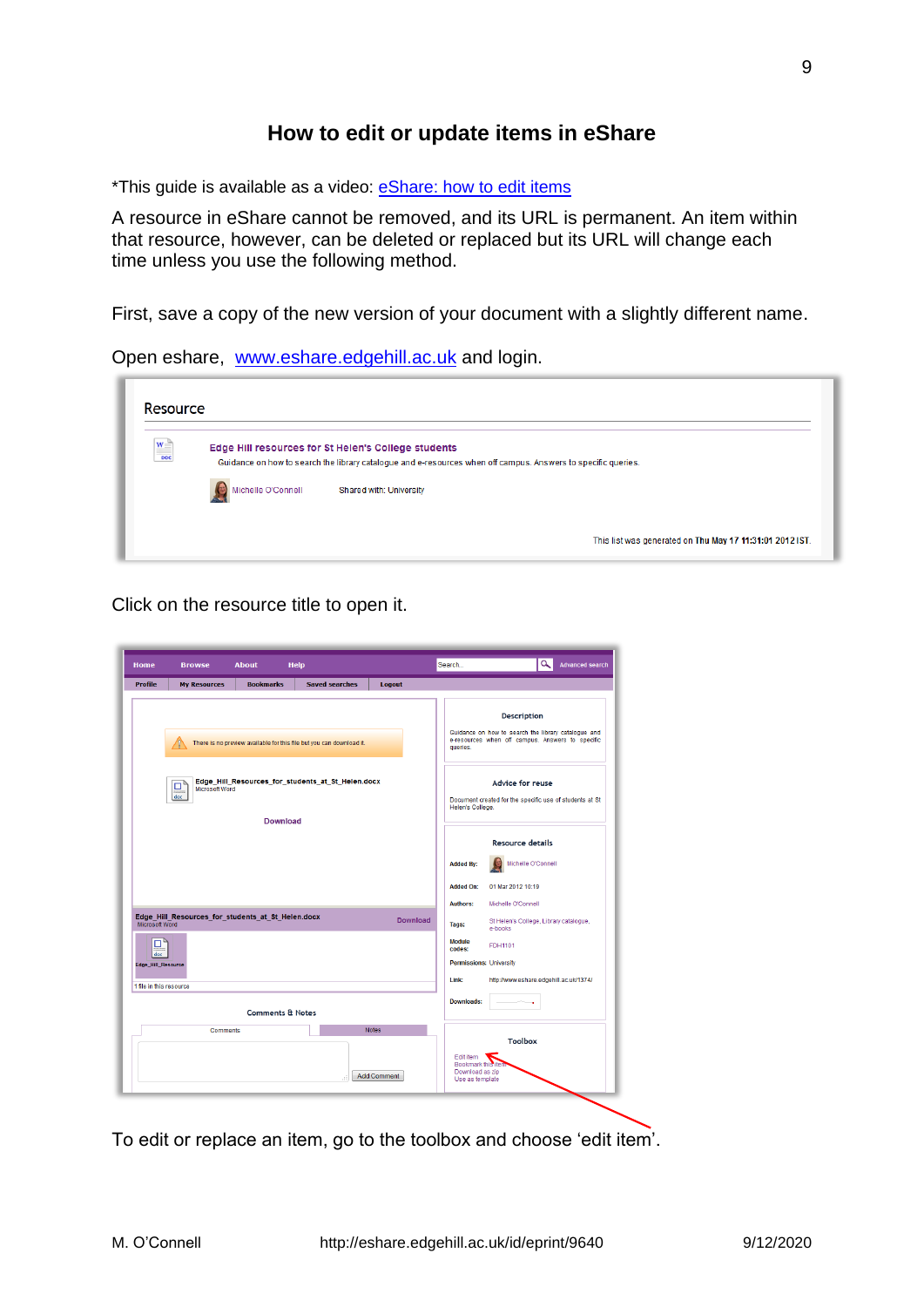# How to edit or update items in eShare

*This guide is available as a video: [eShare: how to edit items]

A resource in eShare cannot be removed, and its URL is permanent. An item within that resource, however, can be deleted or replaced but its URL will change each time unless you use the following method.

First, save a copy of the new version of your document with a slightly different name.

Open eshare, www.eshare.edgehill.ac.uk and login.

Click on the resource title to open it.

To edit or replace an item, go to the toolbox and choose 'edit item'.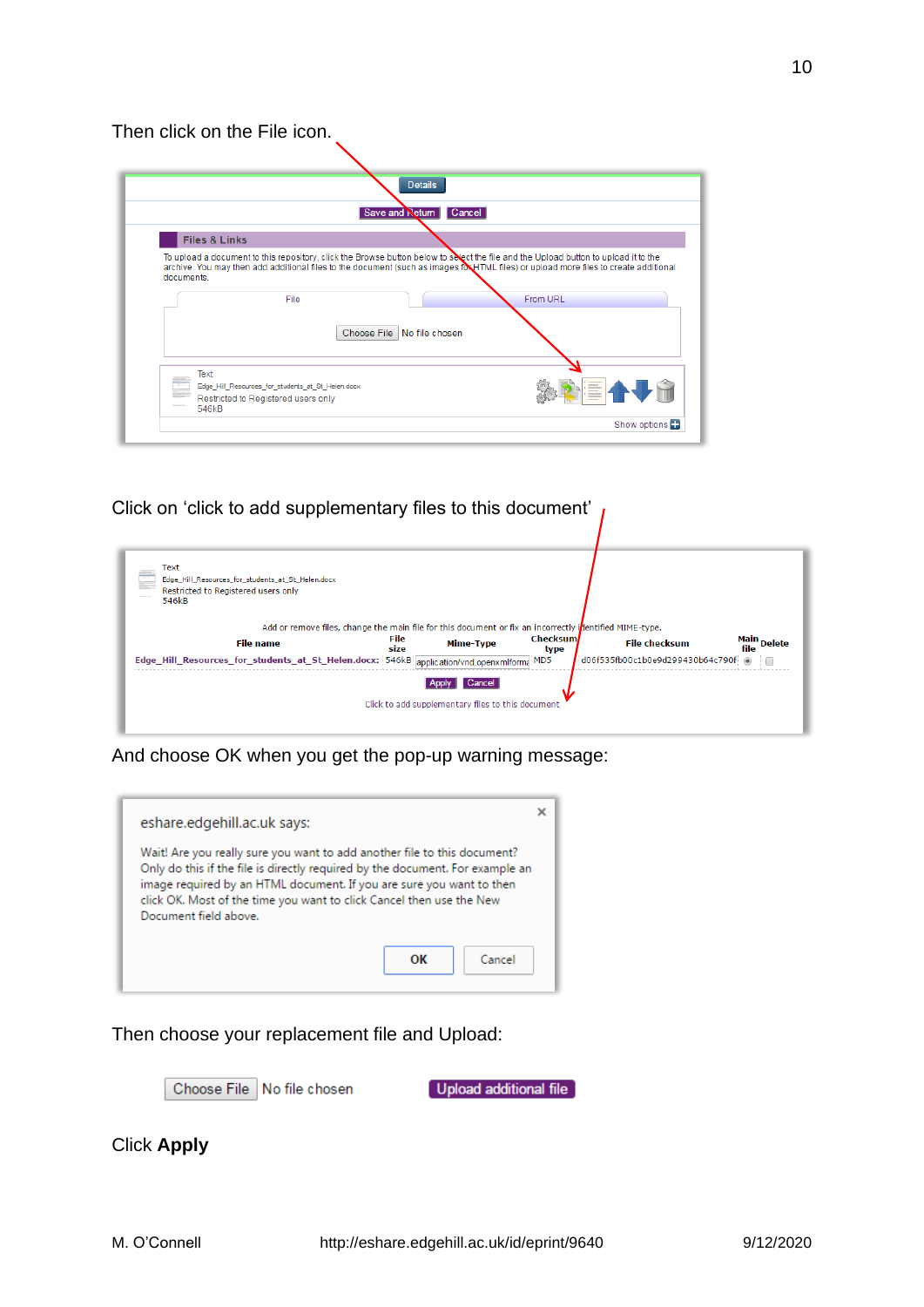Then click on the File icon.

Details

Save and Return | Cancel

**Files & Links**

To upload a document to this repository, click the Browse button below to select the file and the Upload button to upload it to the archive. You may then add additional files to the document (such as images for HTML files) or upload more files to create additional documents.

File | From URL

Choose File No file chosen

Text
Edge_Hill_Resources_for_students_at_St_Helen.docx
Restricted to Registered users only
546kB

Show options

Click on 'click to add supplementary files to this document'

Text
Edge_Hill_Resources_for_students_at_St_Helen.docx
Restricted to Registered users only
546kB

Add or remove files, change the main file for this document or fix an incorrectly identified MIME-type.

| File name | File size | Mime-Type | Checksum type | File checksum | Main file | Delete |
|---|---|---|---|---|---|---|
| Edge_Hill_Resources_for_students_at_St_Helen.docx: | 546kB | application/vnd.openxmlforma | MD5 | d06f535fb00c1b0e9d299430b64c790f | | |

Apply | Cancel

Click to add supplementary files to this document

And choose OK when you get the pop-up warning message:

eshare.edgehill.ac.uk says:

Wait! Are you really sure you want to add another file to this document? Only do this if the file is directly required by the document. For example an image required by an HTML document. If you are sure you want to then click OK. Most of the time you want to click Cancel then use the New Document field above.

OK | Cancel

Then choose your replacement file and Upload:

Choose File No file chosen | Upload additional file

Click **Apply**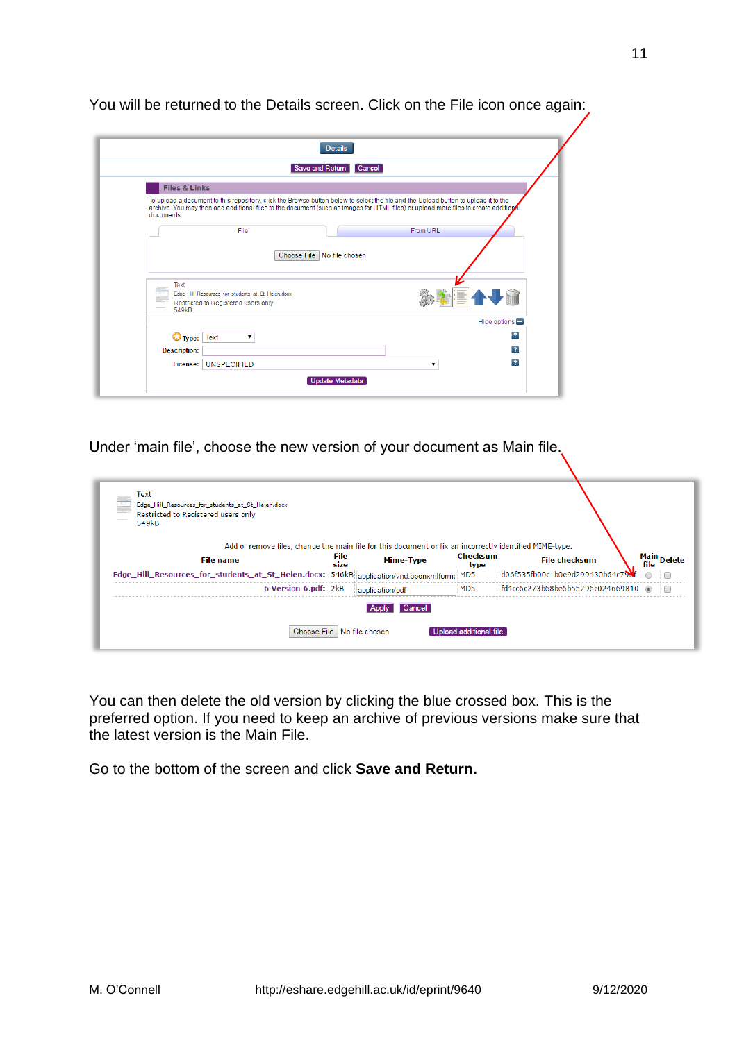You will be returned to the Details screen. Click on the File icon once again:

Under 'main file', choose the new version of your document as Main file.

You can then delete the old version by clicking the blue crossed box. This is the preferred option. If you need to keep an archive of previous versions make sure that the latest version is the Main File.

Go to the bottom of the screen and click **Save and Return.**